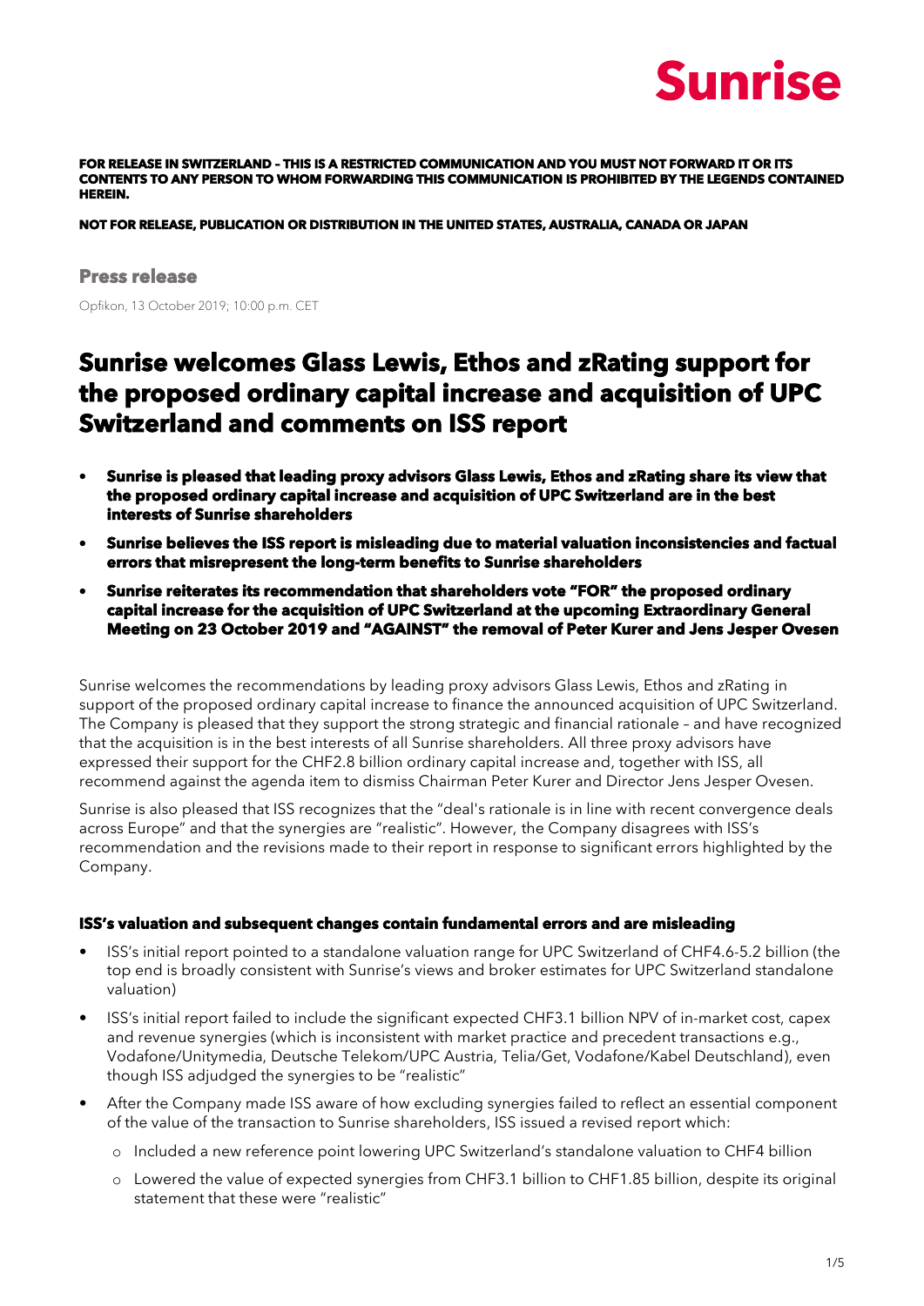Sunrise

**FOR RELEASE IN SWITZERLAND – THIS IS A RESTRICTED COMMUNICATION AND YOU MUST NOT FORWARD IT OR ITS CONTENTS TO ANY PERSON TO WHOM FORWARDING THIS COMMUNICATION IS PROHIBITED BY THE LEGENDS CONTAINED HEREIN.**

**NOT FOR RELEASE, PUBLICATION OR DISTRIBUTION IN THE UNITED STATES, AUSTRALIA, CANADA OR JAPAN**

**Press release**

Opfikon, 13 October 2019; 10:00 p.m. CET

# Sunrise welcomes Glass Lewis, Ethos and zRating support for the proposed ordinary capital increase and acquisition of UPC Switzerland and comments on ISS report

- **Sunrise is pleased that leading proxy advisors Glass Lewis, Ethos and zRating share its view that the proposed ordinary capital increase and acquisition of UPC Switzerland are in the best interests of Sunrise shareholders**
- **Sunrise believes the ISS report is misleading due to material valuation inconsistencies and factual errors that misrepresent the long-term benefits to Sunrise shareholders**
- **Sunrise reiterates its recommendation that shareholders vote "FOR" the proposed ordinary capital increase for the acquisition of UPC Switzerland at the upcoming Extraordinary General Meeting on 23 October 2019 and "AGAINST" the removal of Peter Kurer and Jens Jesper Ovesen**

Sunrise welcomes the recommendations by leading proxy advisors Glass Lewis, Ethos and zRating in support of the proposed ordinary capital increase to finance the announced acquisition of UPC Switzerland. The Company is pleased that they support the strong strategic and financial rationale – and have recognized that the acquisition is in the best interests of all Sunrise shareholders. All three proxy advisors have expressed their support for the CHF2.8 billion ordinary capital increase and, together with ISS, all recommend against the agenda item to dismiss Chairman Peter Kurer and Director Jens Jesper Ovesen.

Sunrise is also pleased that ISS recognizes that the "deal's rationale is in line with recent convergence deals across Europe" and that the synergies are "realistic". However, the Company disagrees with ISS's recommendation and the revisions made to their report in response to significant errors highlighted by the Company.

### ISS's valuation and subsequent changes contain fundamental errors and are misleading

- ISS's initial report pointed to a standalone valuation range for UPC Switzerland of CHF4.6-5.2 billion (the top end is broadly consistent with Sunrise's views and broker estimates for UPC Switzerland standalone valuation)
- ISS's initial report failed to include the significant expected CHF3.1 billion NPV of in-market cost, capex and revenue synergies (which is inconsistent with market practice and precedent transactions e.g., Vodafone/Unitymedia, Deutsche Telekom/UPC Austria, Telia/Get, Vodafone/Kabel Deutschland), even though ISS adjudged the synergies to be "realistic"
- After the Company made ISS aware of how excluding synergies failed to reflect an essential component of the value of the transaction to Sunrise shareholders, ISS issued a revised report which:
  - Included a new reference point lowering UPC Switzerland's standalone valuation to CHF4 billion
  - Lowered the value of expected synergies from CHF3.1 billion to CHF1.85 billion, despite its original statement that these were "realistic"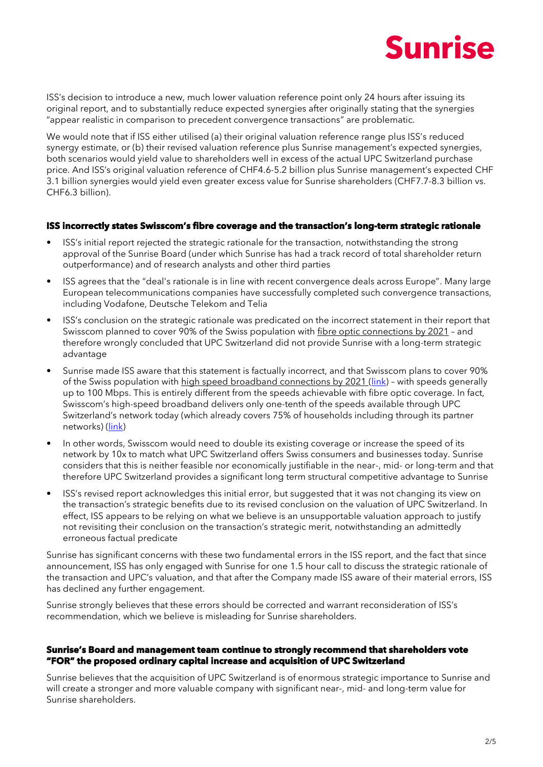ISS's decision to introduce a new, much lower valuation reference point only 24 hours after issuing its original report, and to substantially reduce expected synergies after originally stating that the synergies "appear realistic in comparison to precedent convergence transactions" are problematic.

We would note that if ISS either utilised (a) their original valuation reference range plus ISS's reduced synergy estimate, or (b) their revised valuation reference plus Sunrise management's expected synergies, both scenarios would yield value to shareholders well in excess of the actual UPC Switzerland purchase price. And ISS's original valuation reference of CHF4.6-5.2 billion plus Sunrise management's expected CHF 3.1 billion synergies would yield even greater excess value for Sunrise shareholders (CHF7.7-8.3 billion vs. CHF6.3 billion).

### ISS incorrectly states Swisscom's fibre coverage and the transaction's long-term strategic rationale

- ISS's initial report rejected the strategic rationale for the transaction, notwithstanding the strong approval of the Sunrise Board (under which Sunrise has had a track record of total shareholder return outperformance) and of research analysts and other third parties
- ISS agrees that the "deal's rationale is in line with recent convergence deals across Europe". Many large European telecommunications companies have successfully completed such convergence transactions, including Vodafone, Deutsche Telekom and Telia
- ISS's conclusion on the strategic rationale was predicated on the incorrect statement in their report that Swisscom planned to cover 90% of the Swiss population with fibre optic connections by 2021 – and therefore wrongly concluded that UPC Switzerland did not provide Sunrise with a long-term strategic advantage
- Sunrise made ISS aware that this statement is factually incorrect, and that Swisscom plans to cover 90% of the Swiss population with high speed broadband connections by 2021 (link) – with speeds generally up to 100 Mbps. This is entirely different from the speeds achievable with fibre optic coverage. In fact, Swisscom's high-speed broadband delivers only one-tenth of the speeds available through UPC Switzerland's network today (which already covers 75% of households including through its partner networks) (link)
- In other words, Swisscom would need to double its existing coverage or increase the speed of its network by 10x to match what UPC Switzerland offers Swiss consumers and businesses today. Sunrise considers that this is neither feasible nor economically justifiable in the near-, mid- or long-term and that therefore UPC Switzerland provides a significant long term structural competitive advantage to Sunrise
- ISS's revised report acknowledges this initial error, but suggested that it was not changing its view on the transaction's strategic benefits due to its revised conclusion on the valuation of UPC Switzerland. In effect, ISS appears to be relying on what we believe is an unsupportable valuation approach to justify not revisiting their conclusion on the transaction's strategic merit, notwithstanding an admittedly erroneous factual predicate

Sunrise has significant concerns with these two fundamental errors in the ISS report, and the fact that since announcement, ISS has only engaged with Sunrise for one 1.5 hour call to discuss the strategic rationale of the transaction and UPC's valuation, and that after the Company made ISS aware of their material errors, ISS has declined any further engagement.

Sunrise strongly believes that these errors should be corrected and warrant reconsideration of ISS's recommendation, which we believe is misleading for Sunrise shareholders.

### Sunrise's Board and management team continue to strongly recommend that shareholders vote "FOR" the proposed ordinary capital increase and acquisition of UPC Switzerland

Sunrise believes that the acquisition of UPC Switzerland is of enormous strategic importance to Sunrise and will create a stronger and more valuable company with significant near-, mid- and long-term value for Sunrise shareholders.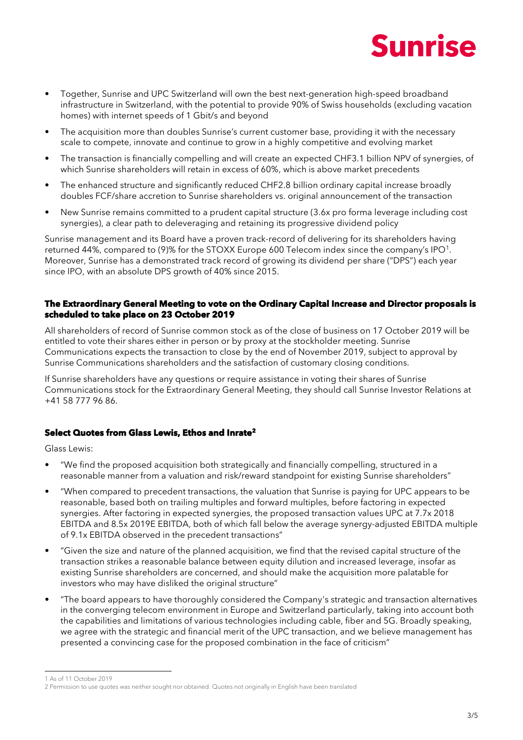- Together, Sunrise and UPC Switzerland will own the best next-generation high-speed broadband infrastructure in Switzerland, with the potential to provide 90% of Swiss households (excluding vacation homes) with internet speeds of 1 Gbit/s and beyond
- The acquisition more than doubles Sunrise's current customer base, providing it with the necessary scale to compete, innovate and continue to grow in a highly competitive and evolving market
- The transaction is financially compelling and will create an expected CHF3.1 billion NPV of synergies, of which Sunrise shareholders will retain in excess of 60%, which is above market precedents
- The enhanced structure and significantly reduced CHF2.8 billion ordinary capital increase broadly doubles FCF/share accretion to Sunrise shareholders vs. original announcement of the transaction
- New Sunrise remains committed to a prudent capital structure (3.6x pro forma leverage including cost synergies), a clear path to deleveraging and retaining its progressive dividend policy

Sunrise management and its Board have a proven track-record of delivering for its shareholders having returned 44%, compared to (9)% for the STOXX Europe 600 Telecom index since the company's IPO[1]. Moreover, Sunrise has a demonstrated track record of growing its dividend per share ("DPS") each year since IPO, with an absolute DPS growth of 40% since 2015.

### The Extraordinary General Meeting to vote on the Ordinary Capital Increase and Director proposals is scheduled to take place on 23 October 2019

All shareholders of record of Sunrise common stock as of the close of business on 17 October 2019 will be entitled to vote their shares either in person or by proxy at the stockholder meeting. Sunrise Communications expects the transaction to close by the end of November 2019, subject to approval by Sunrise Communications shareholders and the satisfaction of customary closing conditions.

If Sunrise shareholders have any questions or require assistance in voting their shares of Sunrise Communications stock for the Extraordinary General Meeting, they should call Sunrise Investor Relations at +41 58 777 96 86.

### Select Quotes from Glass Lewis, Ethos and Inrate[2]

Glass Lewis:

- "We find the proposed acquisition both strategically and financially compelling, structured in a reasonable manner from a valuation and risk/reward standpoint for existing Sunrise shareholders"
- "When compared to precedent transactions, the valuation that Sunrise is paying for UPC appears to be reasonable, based both on trailing multiples and forward multiples, before factoring in expected synergies. After factoring in expected synergies, the proposed transaction values UPC at 7.7x 2018 EBITDA and 8.5x 2019E EBITDA, both of which fall below the average synergy-adjusted EBITDA multiple of 9.1x EBITDA observed in the precedent transactions"
- "Given the size and nature of the planned acquisition, we find that the revised capital structure of the transaction strikes a reasonable balance between equity dilution and increased leverage, insofar as existing Sunrise shareholders are concerned, and should make the acquisition more palatable for investors who may have disliked the original structure"
- "The board appears to have thoroughly considered the Company's strategic and transaction alternatives in the converging telecom environment in Europe and Switzerland particularly, taking into account both the capabilities and limitations of various technologies including cable, fiber and 5G. Broadly speaking, we agree with the strategic and financial merit of the UPC transaction, and we believe management has presented a convincing case for the proposed combination in the face of criticism"

---

1 As of 11 October 2019

2 Permission to use quotes was neither sought nor obtained. Quotes not originally in English have been translated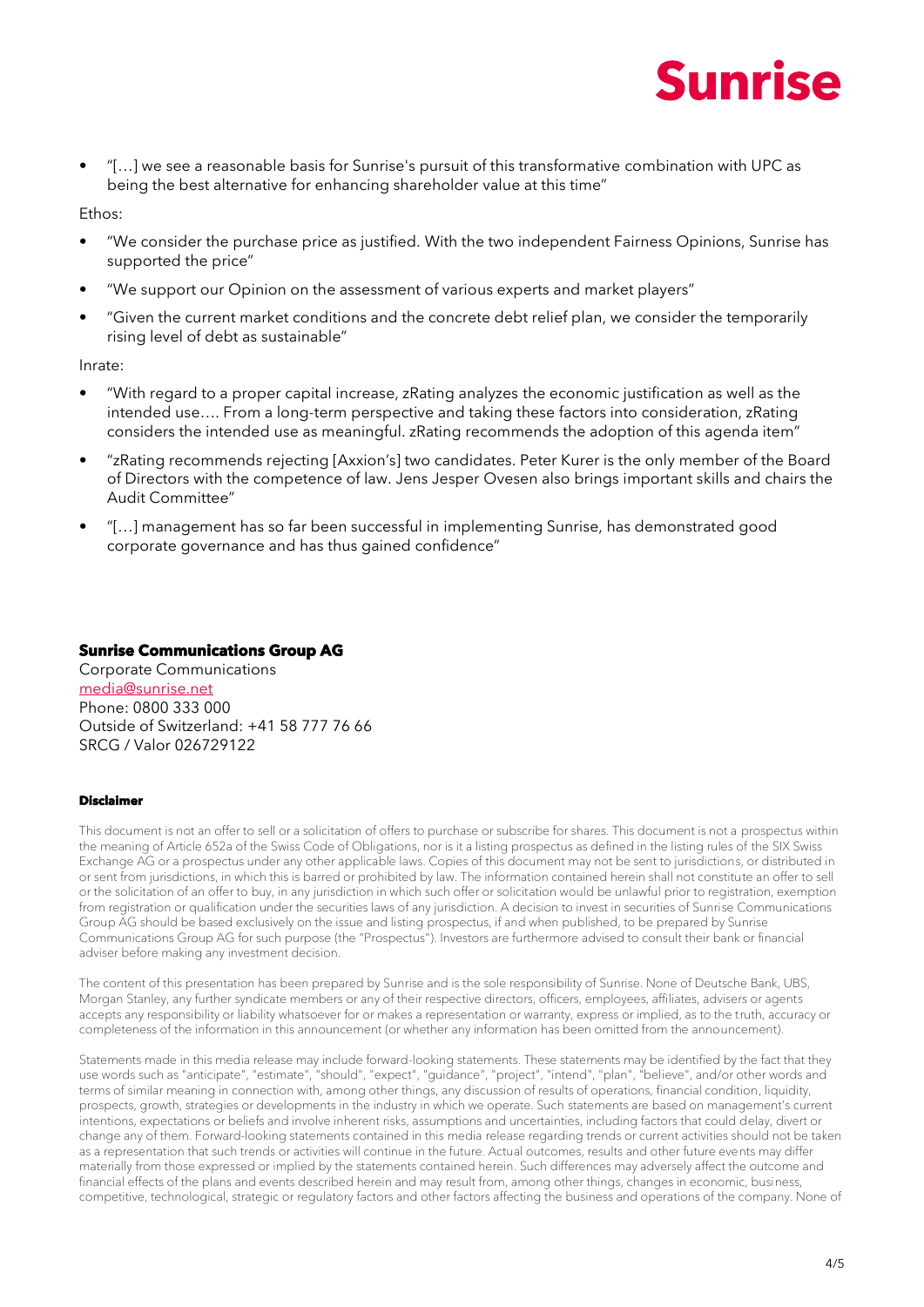- "[…] we see a reasonable basis for Sunrise's pursuit of this transformative combination with UPC as being the best alternative for enhancing shareholder value at this time"

Ethos:

- "We consider the purchase price as justified. With the two independent Fairness Opinions, Sunrise has supported the price"
- "We support our Opinion on the assessment of various experts and market players"
- "Given the current market conditions and the concrete debt relief plan, we consider the temporarily rising level of debt as sustainable"

Inrate:

- "With regard to a proper capital increase, zRating analyzes the economic justification as well as the intended use…. From a long-term perspective and taking these factors into consideration, zRating considers the intended use as meaningful. zRating recommends the adoption of this agenda item"
- "zRating recommends rejecting [Axxion's] two candidates. Peter Kurer is the only member of the Board of Directors with the competence of law. Jens Jesper Ovesen also brings important skills and chairs the Audit Committee"
- "[…] management has so far been successful in implementing Sunrise, has demonstrated good corporate governance and has thus gained confidence"

**Sunrise Communications Group AG**
Corporate Communications
media@sunrise.net
Phone: 0800 333 000
Outside of Switzerland: +41 58 777 76 66
SRCG / Valor 026729122

**Disclaimer**

This document is not an offer to sell or a solicitation of offers to purchase or subscribe for shares. This document is not a prospectus within the meaning of Article 652a of the Swiss Code of Obligations, nor is it a listing prospectus as defined in the listing rules of the SIX Swiss Exchange AG or a prospectus under any other applicable laws. Copies of this document may not be sent to jurisdictions, or distributed in or sent from jurisdictions, in which this is barred or prohibited by law. The information contained herein shall not constitute an offer to sell or the solicitation of an offer to buy, in any jurisdiction in which such offer or solicitation would be unlawful prior to registration, exemption from registration or qualification under the securities laws of any jurisdiction. A decision to invest in securities of Sunrise Communications Group AG should be based exclusively on the issue and listing prospectus, if and when published, to be prepared by Sunrise Communications Group AG for such purpose (the "Prospectus"). Investors are furthermore advised to consult their bank or financial adviser before making any investment decision.

The content of this presentation has been prepared by Sunrise and is the sole responsibility of Sunrise. None of Deutsche Bank, UBS, Morgan Stanley, any further syndicate members or any of their respective directors, officers, employees, affiliates, advisers or agents accepts any responsibility or liability whatsoever for or makes a representation or warranty, express or implied, as to the truth, accuracy or completeness of the information in this announcement (or whether any information has been omitted from the announcement).

Statements made in this media release may include forward-looking statements. These statements may be identified by the fact that they use words such as "anticipate", "estimate", "should", "expect", "guidance", "project", "intend", "plan", "believe", and/or other words and terms of similar meaning in connection with, among other things, any discussion of results of operations, financial condition, liquidity, prospects, growth, strategies or developments in the industry in which we operate. Such statements are based on management's current intentions, expectations or beliefs and involve inherent risks, assumptions and uncertainties, including factors that could delay, divert or change any of them. Forward-looking statements contained in this media release regarding trends or current activities should not be taken as a representation that such trends or activities will continue in the future. Actual outcomes, results and other future events may differ materially from those expressed or implied by the statements contained herein. Such differences may adversely affect the outcome and financial effects of the plans and events described herein and may result from, among other things, changes in economic, business, competitive, technological, strategic or regulatory factors and other factors affecting the business and operations of the company. None of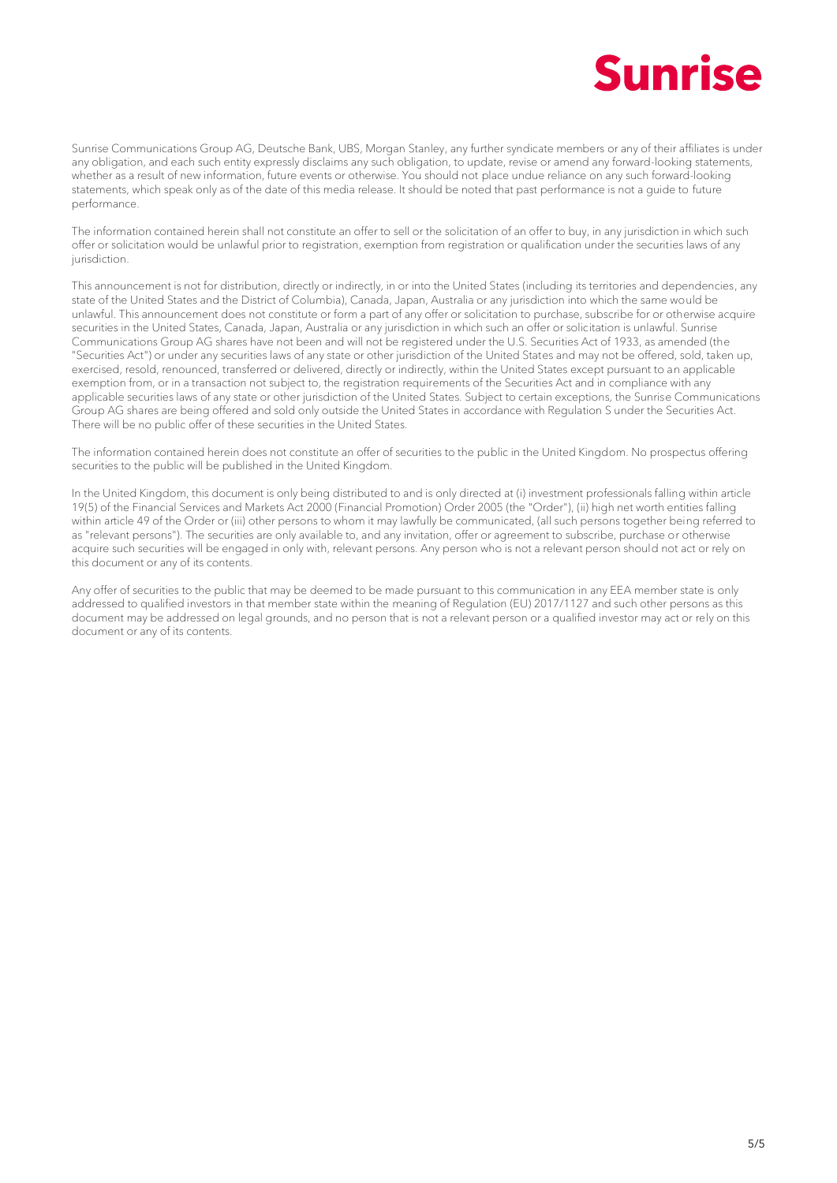Sunrise Communications Group AG, Deutsche Bank, UBS, Morgan Stanley, any further syndicate members or any of their affiliates is under any obligation, and each such entity expressly disclaims any such obligation, to update, revise or amend any forward-looking statements, whether as a result of new information, future events or otherwise. You should not place undue reliance on any such forward-looking statements, which speak only as of the date of this media release. It should be noted that past performance is not a guide to future performance.

The information contained herein shall not constitute an offer to sell or the solicitation of an offer to buy, in any jurisdiction in which such offer or solicitation would be unlawful prior to registration, exemption from registration or qualification under the securities laws of any jurisdiction.

This announcement is not for distribution, directly or indirectly, in or into the United States (including its territories and dependencies, any state of the United States and the District of Columbia), Canada, Japan, Australia or any jurisdiction into which the same would be unlawful. This announcement does not constitute or form a part of any offer or solicitation to purchase, subscribe for or otherwise acquire securities in the United States, Canada, Japan, Australia or any jurisdiction in which such an offer or solicitation is unlawful. Sunrise Communications Group AG shares have not been and will not be registered under the U.S. Securities Act of 1933, as amended (the "Securities Act") or under any securities laws of any state or other jurisdiction of the United States and may not be offered, sold, taken up, exercised, resold, renounced, transferred or delivered, directly or indirectly, within the United States except pursuant to an applicable exemption from, or in a transaction not subject to, the registration requirements of the Securities Act and in compliance with any applicable securities laws of any state or other jurisdiction of the United States. Subject to certain exceptions, the Sunrise Communications Group AG shares are being offered and sold only outside the United States in accordance with Regulation S under the Securities Act. There will be no public offer of these securities in the United States.

The information contained herein does not constitute an offer of securities to the public in the United Kingdom. No prospectus offering securities to the public will be published in the United Kingdom.

In the United Kingdom, this document is only being distributed to and is only directed at (i) investment professionals falling within article 19(5) of the Financial Services and Markets Act 2000 (Financial Promotion) Order 2005 (the "Order"), (ii) high net worth entities falling within article 49 of the Order or (iii) other persons to whom it may lawfully be communicated, (all such persons together being referred to as "relevant persons"). The securities are only available to, and any invitation, offer or agreement to subscribe, purchase or otherwise acquire such securities will be engaged in only with, relevant persons. Any person who is not a relevant person should not act or rely on this document or any of its contents.

Any offer of securities to the public that may be deemed to be made pursuant to this communication in any EEA member state is only addressed to qualified investors in that member state within the meaning of Regulation (EU) 2017/1127 and such other persons as this document may be addressed on legal grounds, and no person that is not a relevant person or a qualified investor may act or rely on this document or any of its contents.